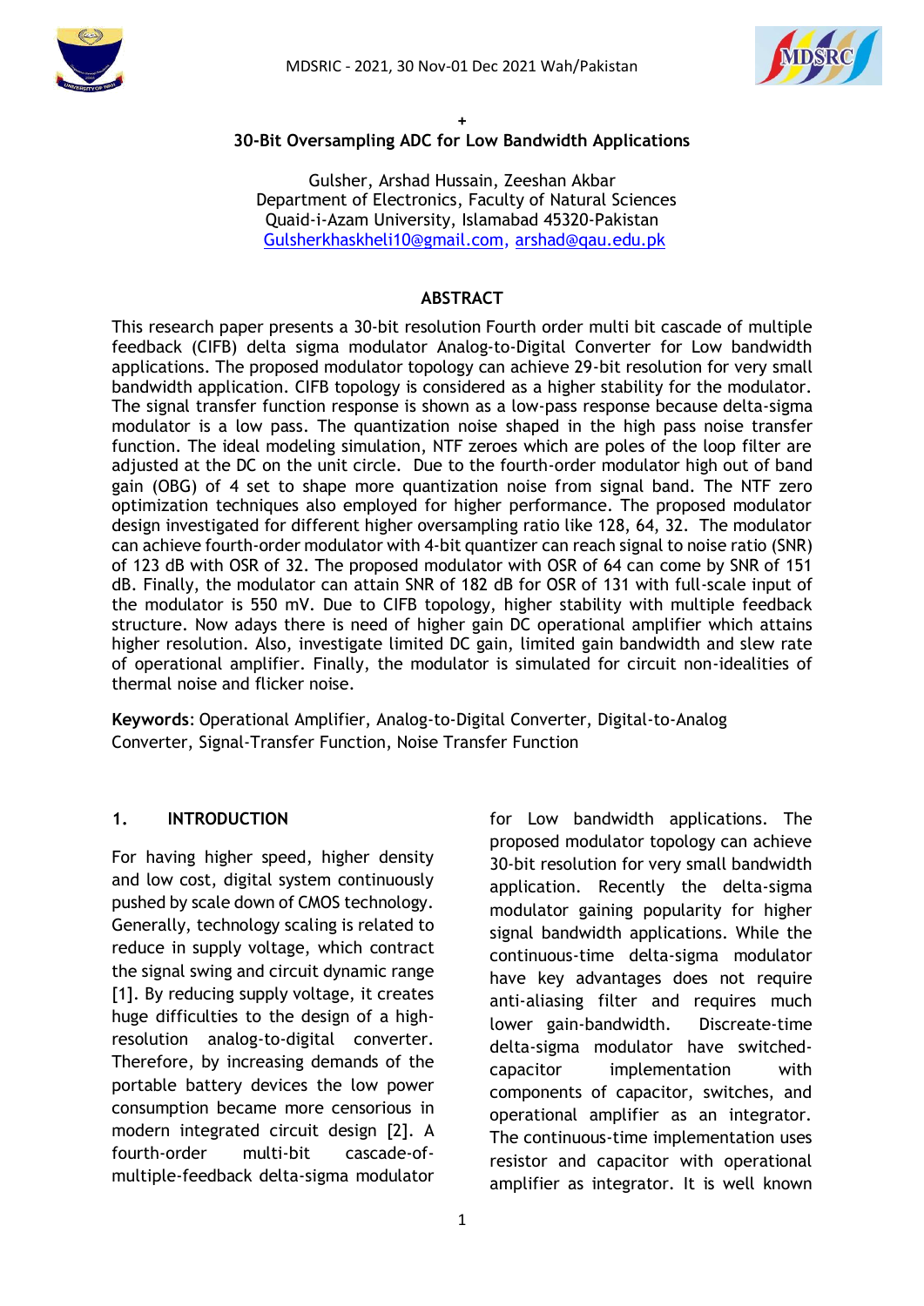+

# 30-Bit Oversampling ADC for Low Bandwidth Applications

Gulsher, Arshad Hussain, Zeeshan Akbar
Department of Electronics, Faculty of Natural Sciences
Quaid-i-Azam University, Islamabad 45320-Pakistan
Gulsherkhaskheli10@gmail.com, arshad@qau.edu.pk

## ABSTRACT

This research paper presents a 30-bit resolution Fourth order multi bit cascade of multiple feedback (CIFB) delta sigma modulator Analog-to-Digital Converter for Low bandwidth applications. The proposed modulator topology can achieve 29-bit resolution for very small bandwidth application. CIFB topology is considered as a higher stability for the modulator. The signal transfer function response is shown as a low-pass response because delta-sigma modulator is a low pass. The quantization noise shaped in the high pass noise transfer function. The ideal modeling simulation, NTF zeroes which are poles of the loop filter are adjusted at the DC on the unit circle. Due to the fourth-order modulator high out of band gain (OBG) of 4 set to shape more quantization noise from signal band. The NTF zero optimization techniques also employed for higher performance. The proposed modulator design investigated for different higher oversampling ratio like 128, 64, 32. The modulator can achieve fourth-order modulator with 4-bit quantizer can reach signal to noise ratio (SNR) of 123 dB with OSR of 32. The proposed modulator with OSR of 64 can come by SNR of 151 dB. Finally, the modulator can attain SNR of 182 dB for OSR of 131 with full-scale input of the modulator is 550 mV. Due to CIFB topology, higher stability with multiple feedback structure. Now adays there is need of higher gain DC operational amplifier which attains higher resolution. Also, investigate limited DC gain, limited gain bandwidth and slew rate of operational amplifier. Finally, the modulator is simulated for circuit non-idealities of thermal noise and flicker noise.

**Keywords**: Operational Amplifier, Analog-to-Digital Converter, Digital-to-Analog Converter, Signal-Transfer Function, Noise Transfer Function

## 1. INTRODUCTION

For having higher speed, higher density and low cost, digital system continuously pushed by scale down of CMOS technology. Generally, technology scaling is related to reduce in supply voltage, which contract the signal swing and circuit dynamic range [1]. By reducing supply voltage, it creates huge difficulties to the design of a high-resolution analog-to-digital converter. Therefore, by increasing demands of the portable battery devices the low power consumption became more censorious in modern integrated circuit design [2]. A fourth-order multi-bit cascade-of-multiple-feedback delta-sigma modulator for Low bandwidth applications. The proposed modulator topology can achieve 30-bit resolution for very small bandwidth application. Recently the delta-sigma modulator gaining popularity for higher signal bandwidth applications. While the continuous-time delta-sigma modulator have key advantages does not require anti-aliasing filter and requires much lower gain-bandwidth. Discreate-time delta-sigma modulator have switched-capacitor implementation with components of capacitor, switches, and operational amplifier as an integrator. The continuous-time implementation uses resistor and capacitor with operational amplifier as integrator. It is well known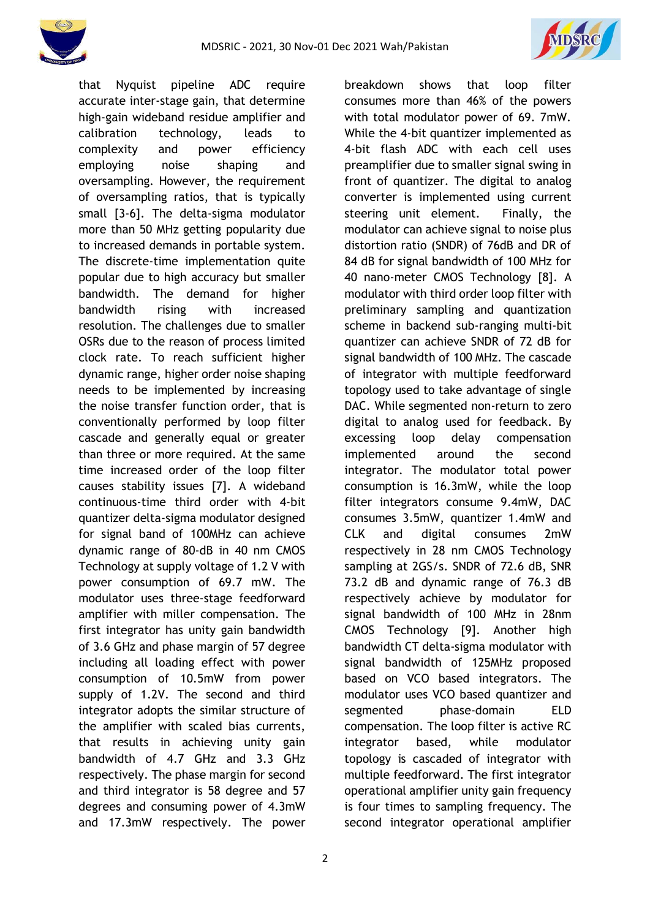that Nyquist pipeline ADC require accurate inter-stage gain, that determine high-gain wideband residue amplifier and calibration technology, leads to complexity and power efficiency employing noise shaping and oversampling. However, the requirement of oversampling ratios, that is typically small [3-6]. The delta-sigma modulator more than 50 MHz getting popularity due to increased demands in portable system. The discrete-time implementation quite popular due to high accuracy but smaller bandwidth. The demand for higher bandwidth rising with increased resolution. The challenges due to smaller OSRs due to the reason of process limited clock rate. To reach sufficient higher dynamic range, higher order noise shaping needs to be implemented by increasing the noise transfer function order, that is conventionally performed by loop filter cascade and generally equal or greater than three or more required. At the same time increased order of the loop filter causes stability issues [7]. A wideband continuous-time third order with 4-bit quantizer delta-sigma modulator designed for signal band of 100MHz can achieve dynamic range of 80-dB in 40 nm CMOS Technology at supply voltage of 1.2 V with power consumption of 69.7 mW. The modulator uses three-stage feedforward amplifier with miller compensation. The first integrator has unity gain bandwidth of 3.6 GHz and phase margin of 57 degree including all loading effect with power consumption of 10.5mW from power supply of 1.2V. The second and third integrator adopts the similar structure of the amplifier with scaled bias currents, that results in achieving unity gain bandwidth of 4.7 GHz and 3.3 GHz respectively. The phase margin for second and third integrator is 58 degree and 57 degrees and consuming power of 4.3mW and 17.3mW respectively. The power breakdown shows that loop filter consumes more than 46% of the powers with total modulator power of 69. 7mW. While the 4-bit quantizer implemented as 4-bit flash ADC with each cell uses preamplifier due to smaller signal swing in front of quantizer. The digital to analog converter is implemented using current steering unit element. Finally, the modulator can achieve signal to noise plus distortion ratio (SNDR) of 76dB and DR of 84 dB for signal bandwidth of 100 MHz for 40 nano-meter CMOS Technology [8]. A modulator with third order loop filter with preliminary sampling and quantization scheme in backend sub-ranging multi-bit quantizer can achieve SNDR of 72 dB for signal bandwidth of 100 MHz. The cascade of integrator with multiple feedforward topology used to take advantage of single DAC. While segmented non-return to zero digital to analog used for feedback. By excessing loop delay compensation implemented around the second integrator. The modulator total power consumption is 16.3mW, while the loop filter integrators consume 9.4mW, DAC consumes 3.5mW, quantizer 1.4mW and CLK and digital consumes 2mW respectively in 28 nm CMOS Technology sampling at 2GS/s. SNDR of 72.6 dB, SNR 73.2 dB and dynamic range of 76.3 dB respectively achieve by modulator for signal bandwidth of 100 MHz in 28nm CMOS Technology [9]. Another high bandwidth CT delta-sigma modulator with signal bandwidth of 125MHz proposed based on VCO based integrators. The modulator uses VCO based quantizer and segmented phase-domain ELD compensation. The loop filter is active RC integrator based, while modulator topology is cascaded of integrator with multiple feedforward. The first integrator operational amplifier unity gain frequency is four times to sampling frequency. The second integrator operational amplifier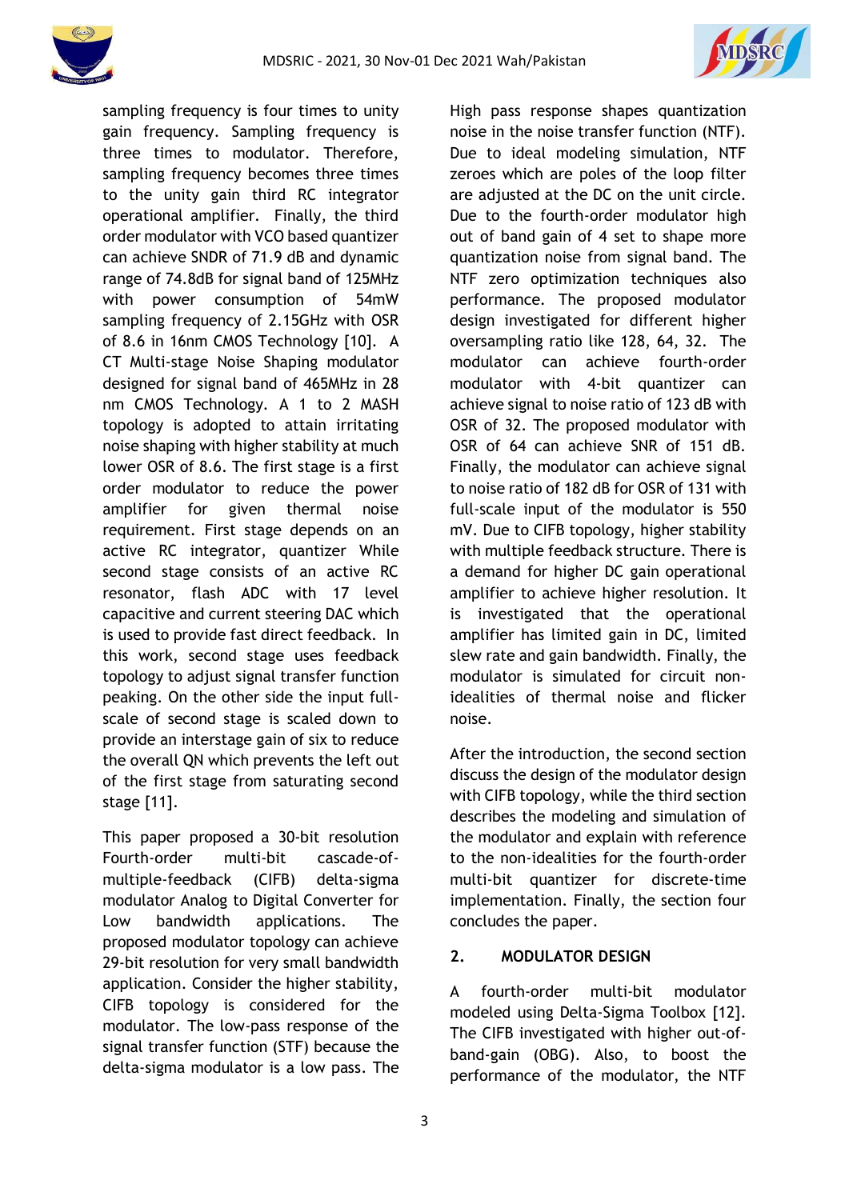sampling frequency is four times to unity gain frequency. Sampling frequency is three times to modulator. Therefore, sampling frequency becomes three times to the unity gain third RC integrator operational amplifier. Finally, the third order modulator with VCO based quantizer can achieve SNDR of 71.9 dB and dynamic range of 74.8dB for signal band of 125MHz with power consumption of 54mW sampling frequency of 2.15GHz with OSR of 8.6 in 16nm CMOS Technology [10]. A CT Multi-stage Noise Shaping modulator designed for signal band of 465MHz in 28 nm CMOS Technology. A 1 to 2 MASH topology is adopted to attain irritating noise shaping with higher stability at much lower OSR of 8.6. The first stage is a first order modulator to reduce the power amplifier for given thermal noise requirement. First stage depends on an active RC integrator, quantizer While second stage consists of an active RC resonator, flash ADC with 17 level capacitive and current steering DAC which is used to provide fast direct feedback. In this work, second stage uses feedback topology to adjust signal transfer function peaking. On the other side the input full-scale of second stage is scaled down to provide an interstage gain of six to reduce the overall QN which prevents the left out of the first stage from saturating second stage [11].

This paper proposed a 30-bit resolution Fourth-order multi-bit cascade-of-multiple-feedback (CIFB) delta-sigma modulator Analog to Digital Converter for Low bandwidth applications. The proposed modulator topology can achieve 29-bit resolution for very small bandwidth application. Consider the higher stability, CIFB topology is considered for the modulator. The low-pass response of the signal transfer function (STF) because the delta-sigma modulator is a low pass. The High pass response shapes quantization noise in the noise transfer function (NTF). Due to ideal modeling simulation, NTF zeroes which are poles of the loop filter are adjusted at the DC on the unit circle. Due to the fourth-order modulator high out of band gain of 4 set to shape more quantization noise from signal band. The NTF zero optimization techniques also performance. The proposed modulator design investigated for different higher oversampling ratio like 128, 64, 32. The modulator can achieve fourth-order modulator with 4-bit quantizer can achieve signal to noise ratio of 123 dB with OSR of 32. The proposed modulator with OSR of 64 can achieve SNR of 151 dB. Finally, the modulator can achieve signal to noise ratio of 182 dB for OSR of 131 with full-scale input of the modulator is 550 mV. Due to CIFB topology, higher stability with multiple feedback structure. There is a demand for higher DC gain operational amplifier to achieve higher resolution. It is investigated that the operational amplifier has limited gain in DC, limited slew rate and gain bandwidth. Finally, the modulator is simulated for circuit non-idealities of thermal noise and flicker noise.

After the introduction, the second section discuss the design of the modulator design with CIFB topology, while the third section describes the modeling and simulation of the modulator and explain with reference to the non-idealities for the fourth-order multi-bit quantizer for discrete-time implementation. Finally, the section four concludes the paper.

## 2. MODULATOR DESIGN

A fourth-order multi-bit modulator modeled using Delta-Sigma Toolbox [12]. The CIFB investigated with higher out-of-band-gain (OBG). Also, to boost the performance of the modulator, the NTF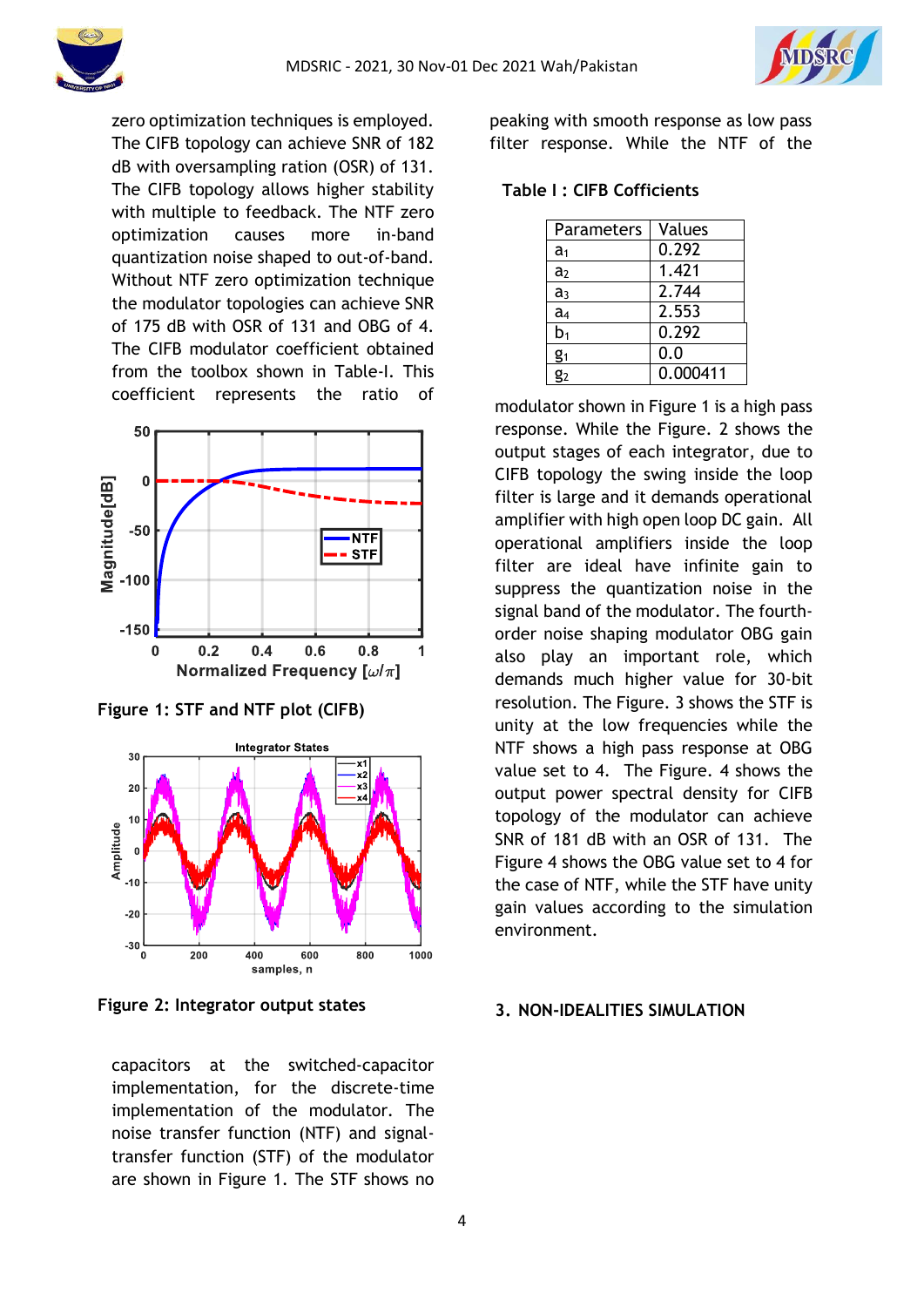zero optimization techniques is employed. The CIFB topology can achieve SNR of 182 dB with oversampling ration (OSR) of 131. The CIFB topology allows higher stability with multiple to feedback. The NTF zero optimization causes more in-band quantization noise shaped to out-of-band. Without NTF zero optimization technique the modulator topologies can achieve SNR of 175 dB with OSR of 131 and OBG of 4. The CIFB modulator coefficient obtained from the toolbox shown in Table-I. This coefficient represents the ratio of

Figure 1: STF and NTF plot (CIFB)

Figure 2: Integrator output states

capacitors at the switched-capacitor implementation, for the discrete-time implementation of the modulator. The noise transfer function (NTF) and signal-transfer function (STF) of the modulator are shown in Figure 1. The STF shows no peaking with smooth response as low pass filter response. While the NTF of the

**Table I : CIFB Cofficients**

| Parameters | Values |
| --- | --- |
| $a_1$ | 0.292 |
| $a_2$ | 1.421 |
| $a_3$ | 2.744 |
| $a_4$ | 2.553 |
| $b_1$ | 0.292 |
| $g_1$ | 0.0 |
| $g_2$ | 0.000411 |

modulator shown in Figure 1 is a high pass response. While the Figure. 2 shows the output stages of each integrator, due to CIFB topology the swing inside the loop filter is large and it demands operational amplifier with high open loop DC gain. All operational amplifiers inside the loop filter are ideal have infinite gain to suppress the quantization noise in the signal band of the modulator. The fourth-order noise shaping modulator OBG gain also play an important role, which demands much higher value for 30-bit resolution. The Figure. 3 shows the STF is unity at the low frequencies while the NTF shows a high pass response at OBG value set to 4. The Figure. 4 shows the output power spectral density for CIFB topology of the modulator can achieve SNR of 181 dB with an OSR of 131. The Figure 4 shows the OBG value set to 4 for the case of NTF, while the STF have unity gain values according to the simulation environment.

## 3. NON-IDEALITIES SIMULATION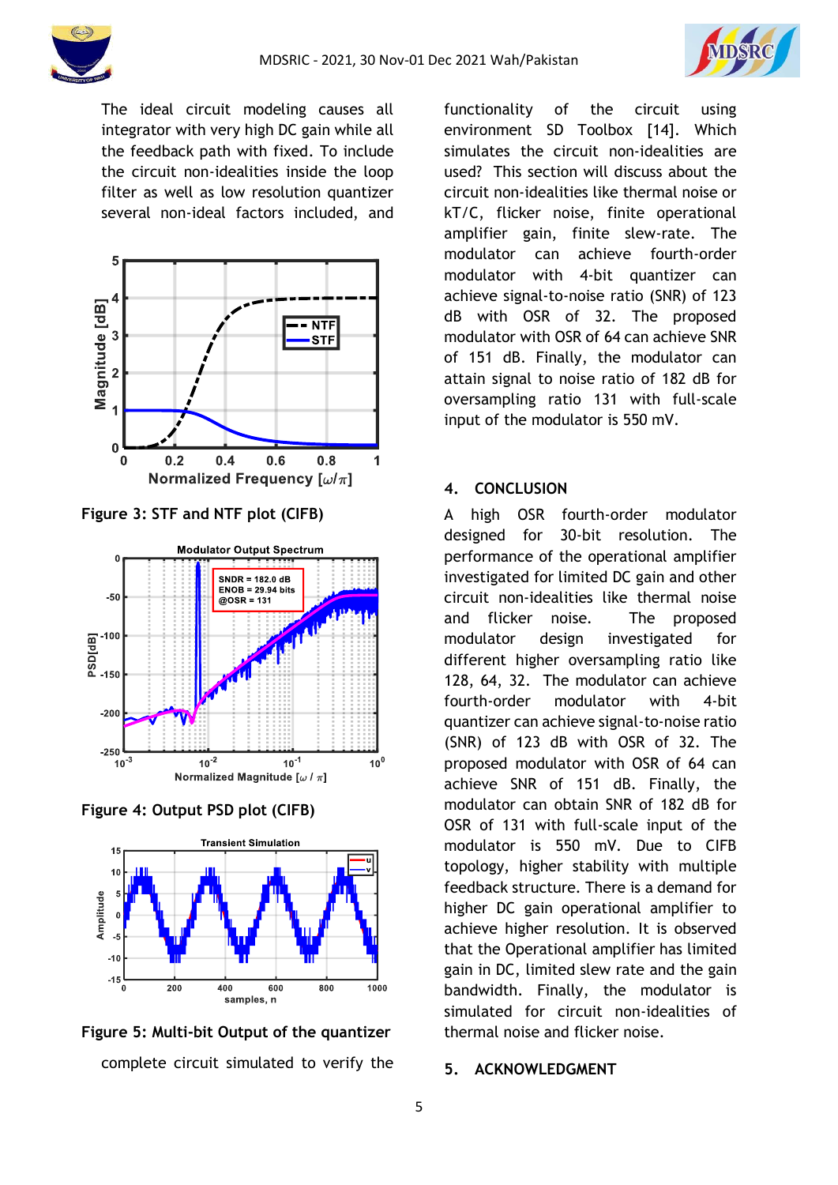The ideal circuit modeling causes all integrator with very high DC gain while all the feedback path with fixed. To include the circuit non-idealities inside the loop filter as well as low resolution quantizer several non-ideal factors included, and

Figure 3: STF and NTF plot (CIFB)

Figure 4: Output PSD plot (CIFB)

Figure 5: Multi-bit Output of the quantizer

complete circuit simulated to verify the functionality of the circuit using environment SD Toolbox [14]. Which simulates the circuit non-idealities are used? This section will discuss about the circuit non-idealities like thermal noise or kT/C, flicker noise, finite operational amplifier gain, finite slew-rate. The modulator can achieve fourth-order modulator with 4-bit quantizer can achieve signal-to-noise ratio (SNR) of 123 dB with OSR of 32. The proposed modulator with OSR of 64 can achieve SNR of 151 dB. Finally, the modulator can attain signal to noise ratio of 182 dB for oversampling ratio 131 with full-scale input of the modulator is 550 mV.

## 4. CONCLUSION

A high OSR fourth-order modulator designed for 30-bit resolution. The performance of the operational amplifier investigated for limited DC gain and other circuit non-idealities like thermal noise and flicker noise. The proposed modulator design investigated for different higher oversampling ratio like 128, 64, 32. The modulator can achieve fourth-order modulator with 4-bit quantizer can achieve signal-to-noise ratio (SNR) of 123 dB with OSR of 32. The proposed modulator with OSR of 64 can achieve SNR of 151 dB. Finally, the modulator can obtain SNR of 182 dB for OSR of 131 with full-scale input of the modulator is 550 mV. Due to CIFB topology, higher stability with multiple feedback structure. There is a demand for higher DC gain operational amplifier to achieve higher resolution. It is observed that the Operational amplifier has limited gain in DC, limited slew rate and the gain bandwidth. Finally, the modulator is simulated for circuit non-idealities of thermal noise and flicker noise.

## 5. ACKNOWLEDGMENT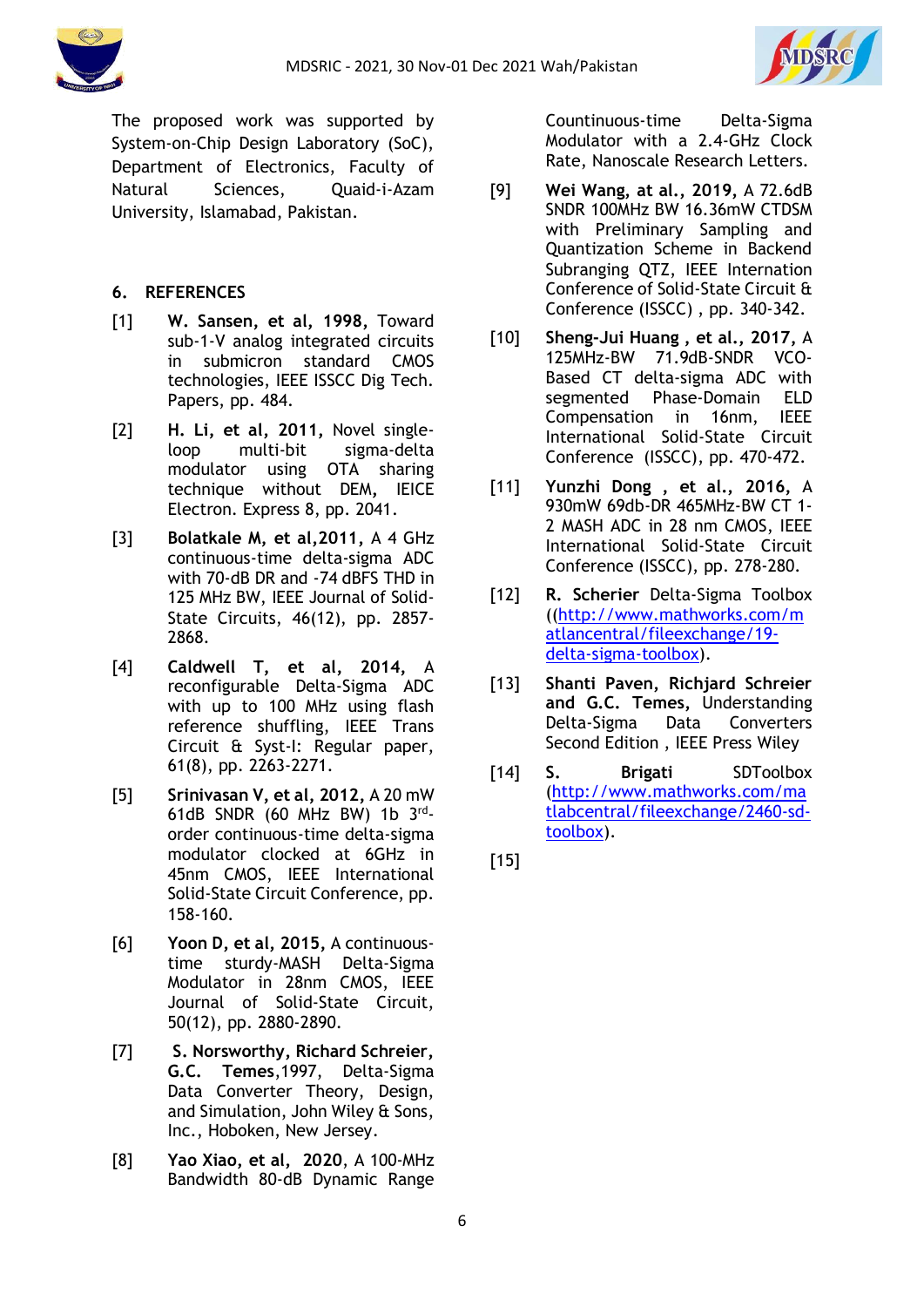The proposed work was supported by System-on-Chip Design Laboratory (SoC), Department of Electronics, Faculty of Natural Sciences, Quaid-i-Azam University, Islamabad, Pakistan.

## 6. REFERENCES

[1] **W. Sansen, et al, 1998,** Toward sub-1-V analog integrated circuits in submicron standard CMOS technologies, IEEE ISSCC Dig Tech. Papers, pp. 484.

[2] **H. Li, et al, 2011,** Novel single-loop multi-bit sigma-delta modulator using OTA sharing technique without DEM, IEICE Electron. Express 8, pp. 2041.

[3] **Bolatkale M, et al,2011,** A 4 GHz continuous-time delta-sigma ADC with 70-dB DR and -74 dBFS THD in 125 MHz BW, IEEE Journal of Solid-State Circuits, 46(12), pp. 2857-2868.

[4] **Caldwell T, et al, 2014,** A reconfigurable Delta-Sigma ADC with up to 100 MHz using flash reference shuffling, IEEE Trans Circuit & Syst-I: Regular paper, 61(8), pp. 2263-2271.

[5] **Srinivasan V, et al, 2012,** A 20 mW 61dB SNDR (60 MHz BW) 1b 3rd-order continuous-time delta-sigma modulator clocked at 6GHz in 45nm CMOS, IEEE International Solid-State Circuit Conference, pp. 158-160.

[6] **Yoon D, et al, 2015,** A continuous-time sturdy-MASH Delta-Sigma Modulator in 28nm CMOS, IEEE Journal of Solid-State Circuit, 50(12), pp. 2880-2890.

[7] **S. Norsworthy, Richard Schreier, G.C. Temes**,1997, Delta-Sigma Data Converter Theory, Design, and Simulation, John Wiley & Sons, Inc., Hoboken, New Jersey.

[8] **Yao Xiao, et al, 2020**, A 100-MHz Bandwidth 80-dB Dynamic Range Countinuous-time Delta-Sigma Modulator with a 2.4-GHz Clock Rate, Nanoscale Research Letters.

[9] **Wei Wang, at al., 2019,** A 72.6dB SNDR 100MHz BW 16.36mW CTDSM with Preliminary Sampling and Quantization Scheme in Backend Subranging QTZ, IEEE Internation Conference of Solid-State Circuit & Conference (ISSCC) , pp. 340-342.

[10] **Sheng-Jui Huang , et al., 2017,** A 125MHz-BW 71.9dB-SNDR VCO-Based CT delta-sigma ADC with segmented Phase-Domain ELD Compensation in 16nm, IEEE International Solid-State Circuit Conference (ISSCC), pp. 470-472.

[11] **Yunzhi Dong , et al., 2016,** A 930mW 69db-DR 465MHz-BW CT 1-2 MASH ADC in 28 nm CMOS, IEEE International Solid-State Circuit Conference (ISSCC), pp. 278-280.

[12] **R. Scherier** Delta-Sigma Toolbox ((http://www.mathworks.com/matlancentral/fileexchange/19-delta-sigma-toolbox).

[13] **Shanti Paven, Richjard Schreier and G.C. Temes,** Understanding Delta-Sigma Data Converters Second Edition , IEEE Press Wiley

[14] **S. Brigati** SDToolbox (http://www.mathworks.com/matlabcentral/fileexchange/2460-sd-toolbox).

[15]